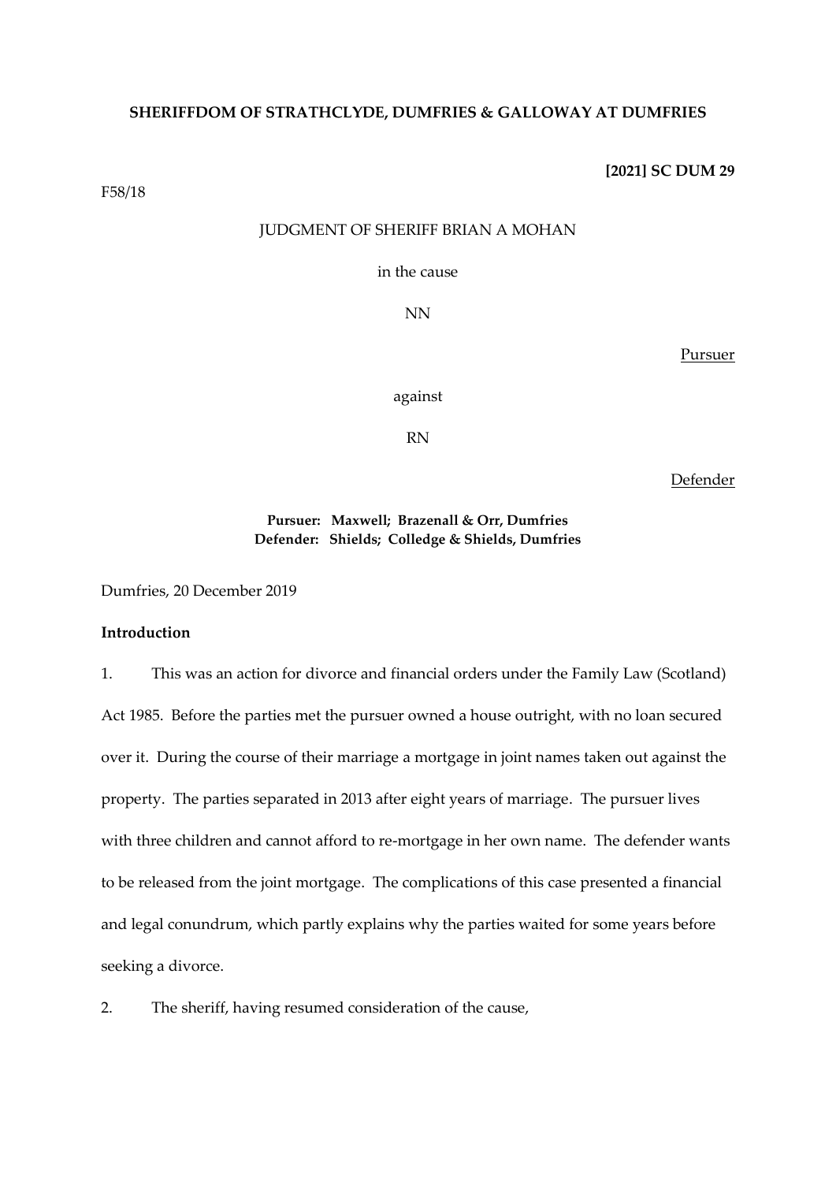**SHERIFFDOM OF STRATHCLYDE, DUMFRIES & GALLOWAY AT DUMFRIES**

**[2021] SC DUM 29**

F58/18

JUDGMENT OF SHERIFF BRIAN A MOHAN

in the cause

NN

Pursuer

against

RN

Defender

**Pursuer: Maxwell; Brazenall & Orr, Dumfries**
**Defender: Shields; Colledge & Shields, Dumfries**

Dumfries, 20 December 2019

**Introduction**

1. This was an action for divorce and financial orders under the Family Law (Scotland) Act 1985. Before the parties met the pursuer owned a house outright, with no loan secured over it. During the course of their marriage a mortgage in joint names taken out against the property. The parties separated in 2013 after eight years of marriage. The pursuer lives with three children and cannot afford to re-mortgage in her own name. The defender wants to be released from the joint mortgage. The complications of this case presented a financial and legal conundrum, which partly explains why the parties waited for some years before seeking a divorce.

2. The sheriff, having resumed consideration of the cause,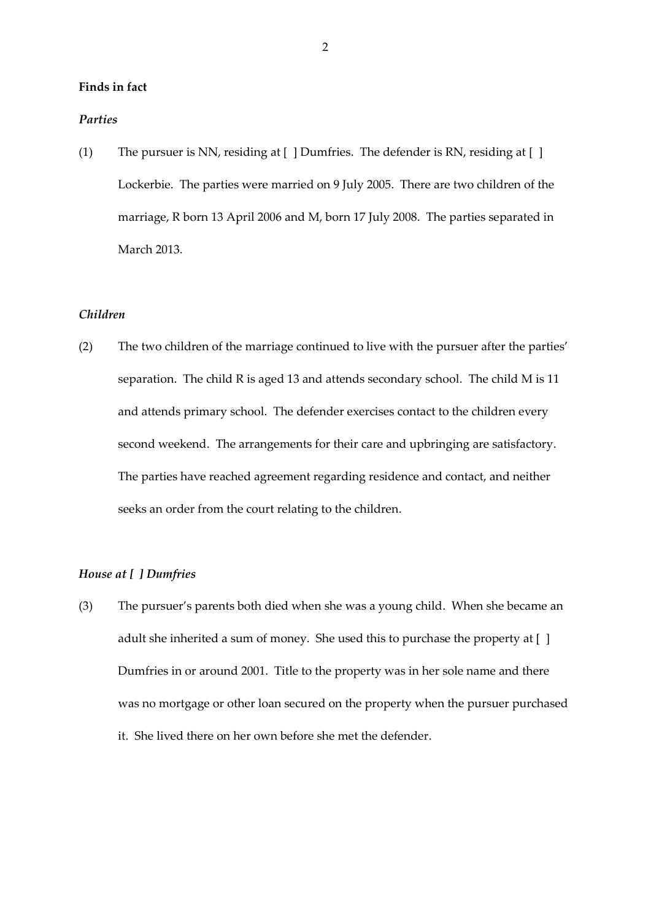**Finds in fact**

***Parties***

(1) The pursuer is NN, residing at [ ] Dumfries. The defender is RN, residing at [ ] Lockerbie. The parties were married on 9 July 2005. There are two children of the marriage, R born 13 April 2006 and M, born 17 July 2008. The parties separated in March 2013.

***Children***

(2) The two children of the marriage continued to live with the pursuer after the parties' separation. The child R is aged 13 and attends secondary school. The child M is 11 and attends primary school. The defender exercises contact to the children every second weekend. The arrangements for their care and upbringing are satisfactory. The parties have reached agreement regarding residence and contact, and neither seeks an order from the court relating to the children.

***House at [ ] Dumfries***

(3) The pursuer's parents both died when she was a young child. When she became an adult she inherited a sum of money. She used this to purchase the property at [ ] Dumfries in or around 2001. Title to the property was in her sole name and there was no mortgage or other loan secured on the property when the pursuer purchased it. She lived there on her own before she met the defender.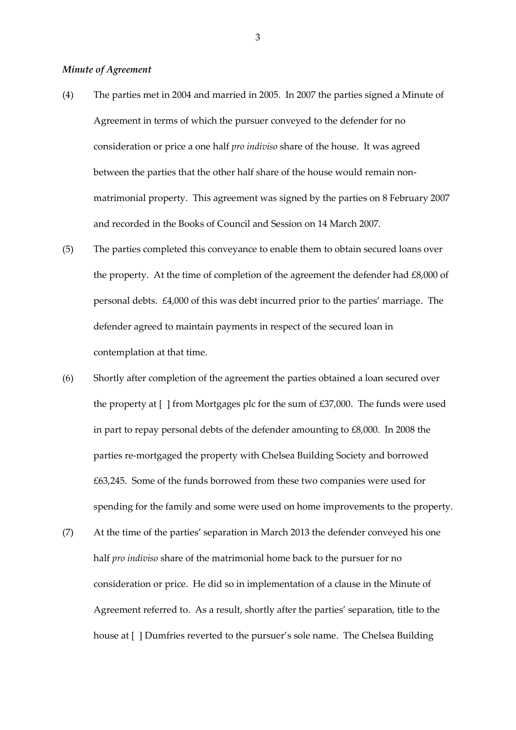*Minute of Agreement*

(4) The parties met in 2004 and married in 2005. In 2007 the parties signed a Minute of Agreement in terms of which the pursuer conveyed to the defender for no consideration or price a one half *pro indiviso* share of the house. It was agreed between the parties that the other half share of the house would remain non-matrimonial property. This agreement was signed by the parties on 8 February 2007 and recorded in the Books of Council and Session on 14 March 2007.

(5) The parties completed this conveyance to enable them to obtain secured loans over the property. At the time of completion of the agreement the defender had £8,000 of personal debts. £4,000 of this was debt incurred prior to the parties' marriage. The defender agreed to maintain payments in respect of the secured loan in contemplation at that time.

(6) Shortly after completion of the agreement the parties obtained a loan secured over the property at [ ] from Mortgages plc for the sum of £37,000. The funds were used in part to repay personal debts of the defender amounting to £8,000. In 2008 the parties re-mortgaged the property with Chelsea Building Society and borrowed £63,245. Some of the funds borrowed from these two companies were used for spending for the family and some were used on home improvements to the property.

(7) At the time of the parties' separation in March 2013 the defender conveyed his one half *pro indiviso* share of the matrimonial home back to the pursuer for no consideration or price. He did so in implementation of a clause in the Minute of Agreement referred to. As a result, shortly after the parties' separation, title to the house at [ ] Dumfries reverted to the pursuer's sole name. The Chelsea Building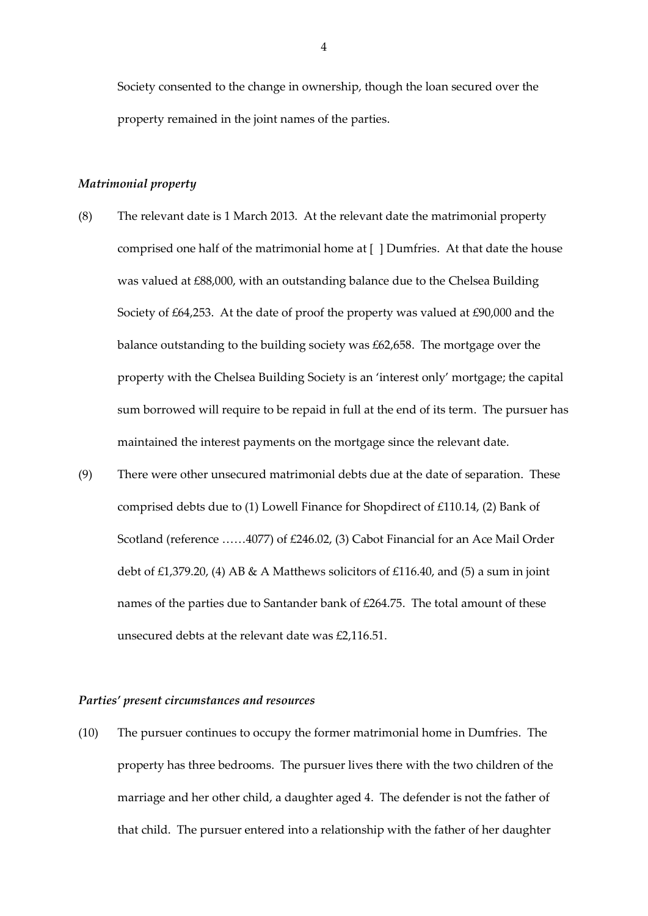Society consented to the change in ownership, though the loan secured over the property remained in the joint names of the parties.

### *Matrimonial property*

(8) The relevant date is 1 March 2013. At the relevant date the matrimonial property comprised one half of the matrimonial home at [ ] Dumfries. At that date the house was valued at £88,000, with an outstanding balance due to the Chelsea Building Society of £64,253. At the date of proof the property was valued at £90,000 and the balance outstanding to the building society was £62,658. The mortgage over the property with the Chelsea Building Society is an 'interest only' mortgage; the capital sum borrowed will require to be repaid in full at the end of its term. The pursuer has maintained the interest payments on the mortgage since the relevant date.

(9) There were other unsecured matrimonial debts due at the date of separation. These comprised debts due to (1) Lowell Finance for Shopdirect of £110.14, (2) Bank of Scotland (reference ……4077) of £246.02, (3) Cabot Financial for an Ace Mail Order debt of £1,379.20, (4) AB & A Matthews solicitors of £116.40, and (5) a sum in joint names of the parties due to Santander bank of £264.75. The total amount of these unsecured debts at the relevant date was £2,116.51.

### *Parties' present circumstances and resources*

(10) The pursuer continues to occupy the former matrimonial home in Dumfries. The property has three bedrooms. The pursuer lives there with the two children of the marriage and her other child, a daughter aged 4. The defender is not the father of that child. The pursuer entered into a relationship with the father of her daughter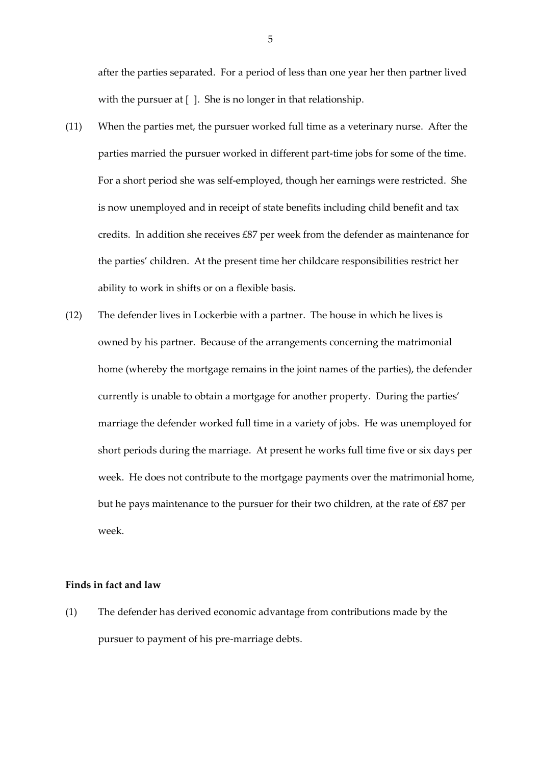after the parties separated. For a period of less than one year her then partner lived with the pursuer at [ ]. She is no longer in that relationship.

(11) When the parties met, the pursuer worked full time as a veterinary nurse. After the parties married the pursuer worked in different part-time jobs for some of the time. For a short period she was self-employed, though her earnings were restricted. She is now unemployed and in receipt of state benefits including child benefit and tax credits. In addition she receives £87 per week from the defender as maintenance for the parties' children. At the present time her childcare responsibilities restrict her ability to work in shifts or on a flexible basis.

(12) The defender lives in Lockerbie with a partner. The house in which he lives is owned by his partner. Because of the arrangements concerning the matrimonial home (whereby the mortgage remains in the joint names of the parties), the defender currently is unable to obtain a mortgage for another property. During the parties' marriage the defender worked full time in a variety of jobs. He was unemployed for short periods during the marriage. At present he works full time five or six days per week. He does not contribute to the mortgage payments over the matrimonial home, but he pays maintenance to the pursuer for their two children, at the rate of £87 per week.

**Finds in fact and law**

(1) The defender has derived economic advantage from contributions made by the pursuer to payment of his pre-marriage debts.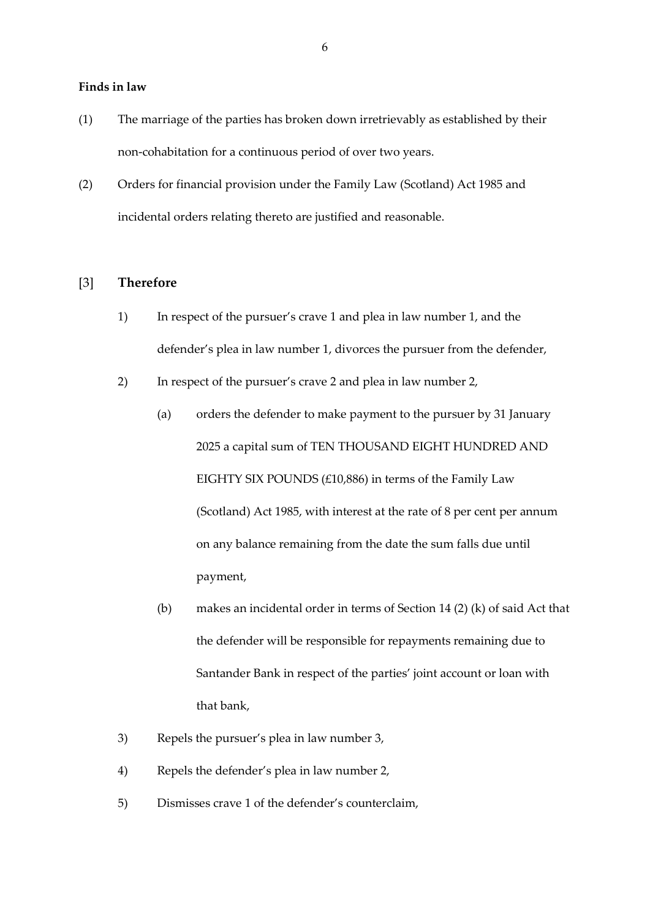**Finds in law**

(1) The marriage of the parties has broken down irretrievably as established by their non-cohabitation for a continuous period of over two years.

(2) Orders for financial provision under the Family Law (Scotland) Act 1985 and incidental orders relating thereto are justified and reasonable.

[3] **Therefore**

1) In respect of the pursuer's crave 1 and plea in law number 1, and the defender's plea in law number 1, divorces the pursuer from the defender,

2) In respect of the pursuer's crave 2 and plea in law number 2,

   (a) orders the defender to make payment to the pursuer by 31 January 2025 a capital sum of TEN THOUSAND EIGHT HUNDRED AND EIGHTY SIX POUNDS (£10,886) in terms of the Family Law (Scotland) Act 1985, with interest at the rate of 8 per cent per annum on any balance remaining from the date the sum falls due until payment,

   (b) makes an incidental order in terms of Section 14 (2) (k) of said Act that the defender will be responsible for repayments remaining due to Santander Bank in respect of the parties' joint account or loan with that bank,

3) Repels the pursuer's plea in law number 3,

4) Repels the defender's plea in law number 2,

5) Dismisses crave 1 of the defender's counterclaim,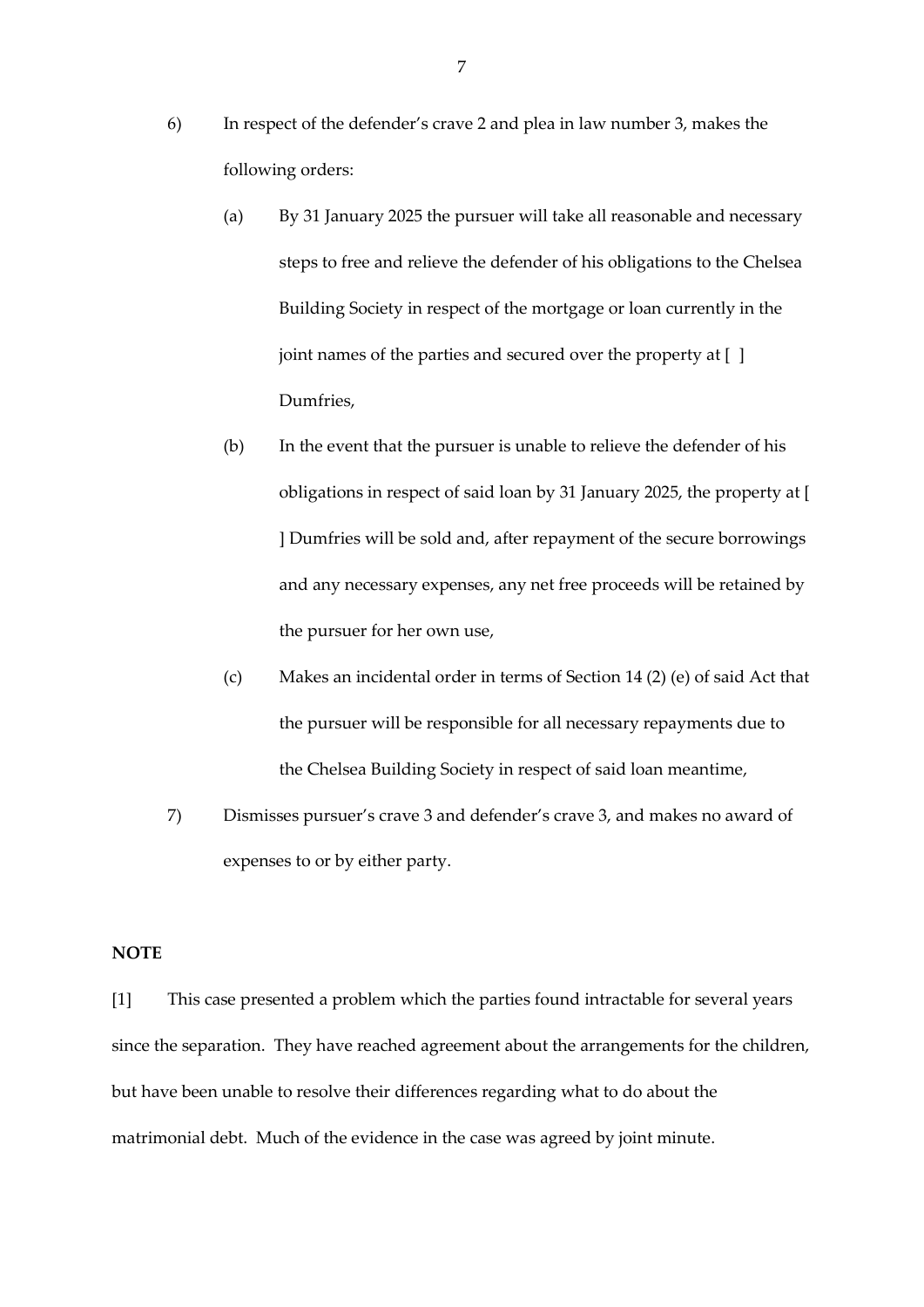6) In respect of the defender's crave 2 and plea in law number 3, makes the following orders:

   (a) By 31 January 2025 the pursuer will take all reasonable and necessary steps to free and relieve the defender of his obligations to the Chelsea Building Society in respect of the mortgage or loan currently in the joint names of the parties and secured over the property at [ ] Dumfries,

   (b) In the event that the pursuer is unable to relieve the defender of his obligations in respect of said loan by 31 January 2025, the property at [ ] Dumfries will be sold and, after repayment of the secure borrowings and any necessary expenses, any net free proceeds will be retained by the pursuer for her own use,

   (c) Makes an incidental order in terms of Section 14 (2) (e) of said Act that the pursuer will be responsible for all necessary repayments due to the Chelsea Building Society in respect of said loan meantime,

7) Dismisses pursuer's crave 3 and defender's crave 3, and makes no award of expenses to or by either party.

**NOTE**

[1] This case presented a problem which the parties found intractable for several years since the separation. They have reached agreement about the arrangements for the children, but have been unable to resolve their differences regarding what to do about the matrimonial debt. Much of the evidence in the case was agreed by joint minute.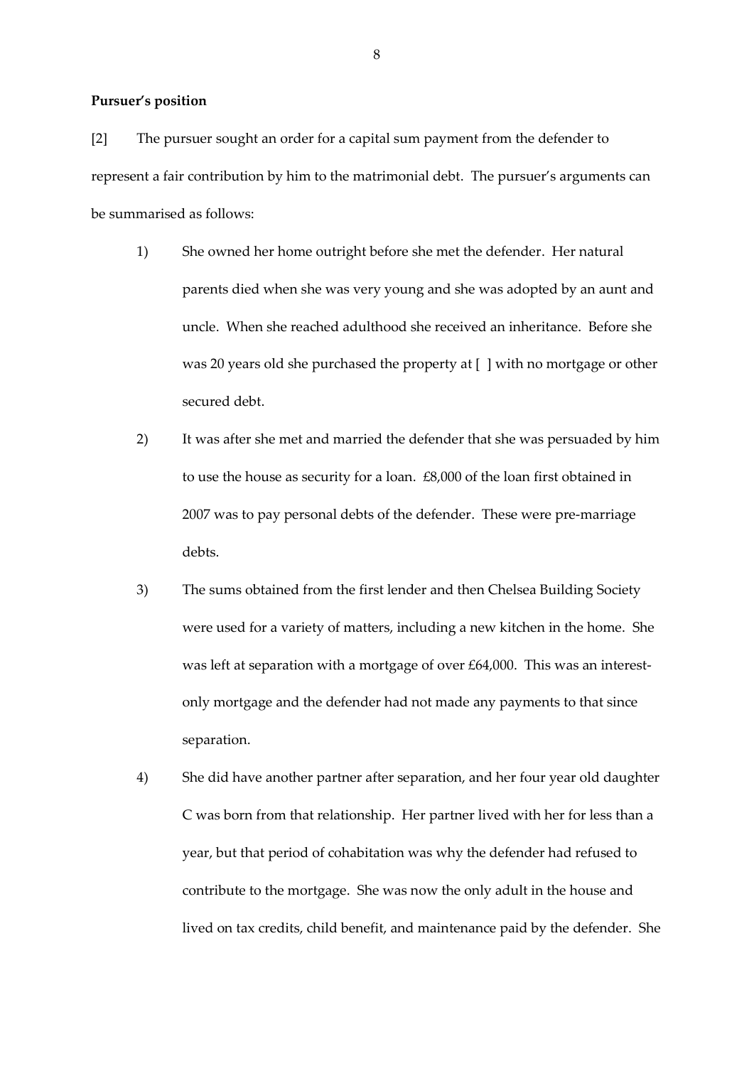**Pursuer's position**

[2] The pursuer sought an order for a capital sum payment from the defender to represent a fair contribution by him to the matrimonial debt. The pursuer's arguments can be summarised as follows:

1) She owned her home outright before she met the defender. Her natural parents died when she was very young and she was adopted by an aunt and uncle. When she reached adulthood she received an inheritance. Before she was 20 years old she purchased the property at [ ] with no mortgage or other secured debt.

2) It was after she met and married the defender that she was persuaded by him to use the house as security for a loan. £8,000 of the loan first obtained in 2007 was to pay personal debts of the defender. These were pre-marriage debts.

3) The sums obtained from the first lender and then Chelsea Building Society were used for a variety of matters, including a new kitchen in the home. She was left at separation with a mortgage of over £64,000. This was an interest-only mortgage and the defender had not made any payments to that since separation.

4) She did have another partner after separation, and her four year old daughter C was born from that relationship. Her partner lived with her for less than a year, but that period of cohabitation was why the defender had refused to contribute to the mortgage. She was now the only adult in the house and lived on tax credits, child benefit, and maintenance paid by the defender. She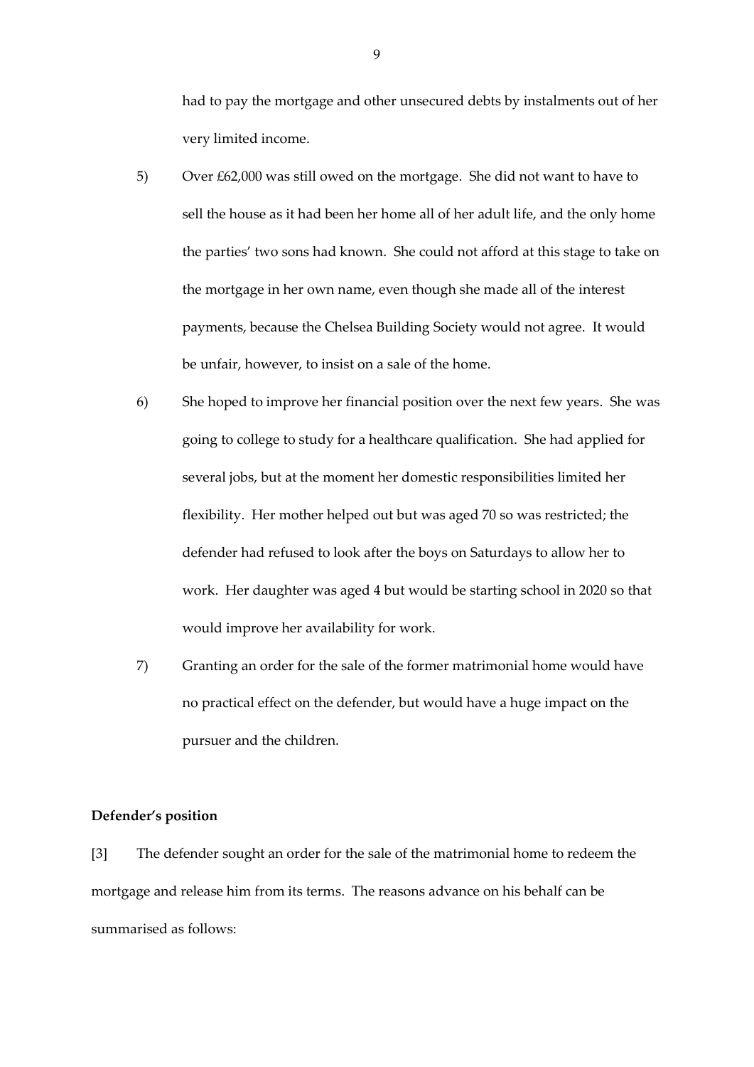had to pay the mortgage and other unsecured debts by instalments out of her very limited income.

5) Over £62,000 was still owed on the mortgage. She did not want to have to sell the house as it had been her home all of her adult life, and the only home the parties' two sons had known. She could not afford at this stage to take on the mortgage in her own name, even though she made all of the interest payments, because the Chelsea Building Society would not agree. It would be unfair, however, to insist on a sale of the home.

6) She hoped to improve her financial position over the next few years. She was going to college to study for a healthcare qualification. She had applied for several jobs, but at the moment her domestic responsibilities limited her flexibility. Her mother helped out but was aged 70 so was restricted; the defender had refused to look after the boys on Saturdays to allow her to work. Her daughter was aged 4 but would be starting school in 2020 so that would improve her availability for work.

7) Granting an order for the sale of the former matrimonial home would have no practical effect on the defender, but would have a huge impact on the pursuer and the children.

**Defender's position**

[3] The defender sought an order for the sale of the matrimonial home to redeem the mortgage and release him from its terms. The reasons advance on his behalf can be summarised as follows: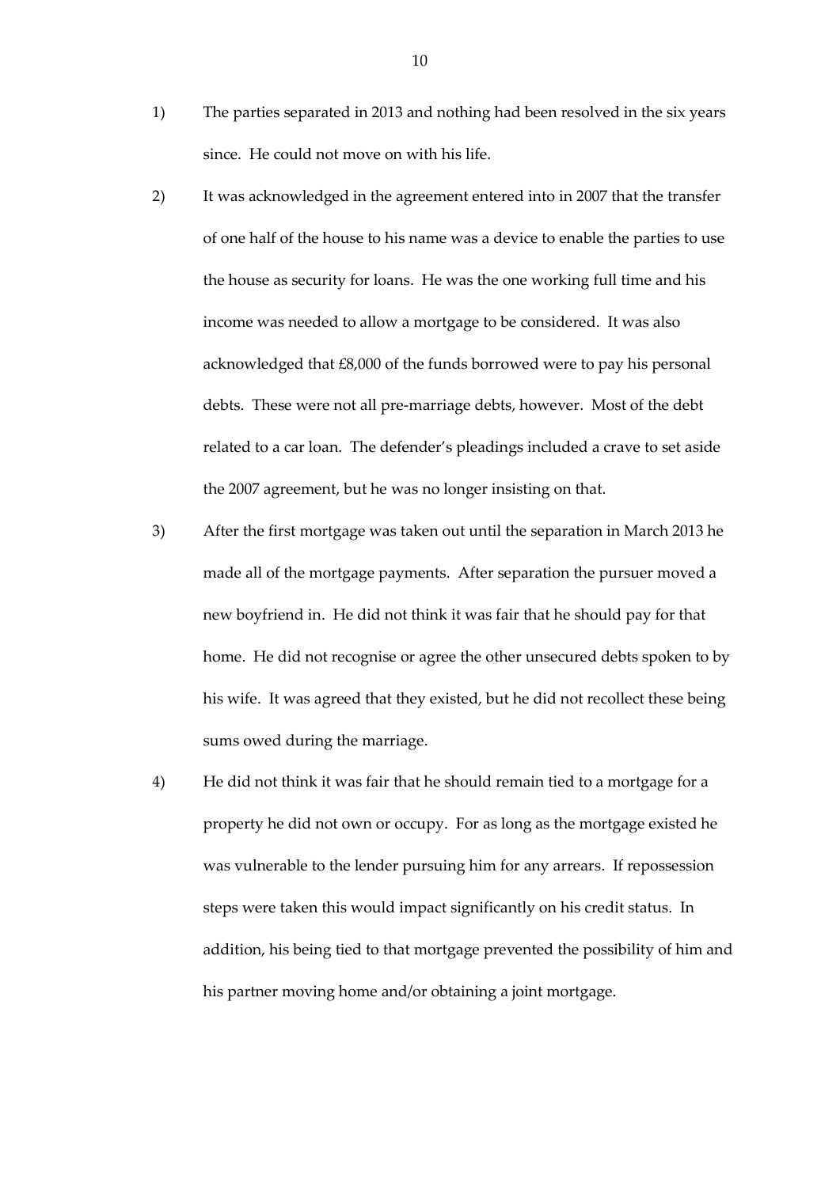1) The parties separated in 2013 and nothing had been resolved in the six years since. He could not move on with his life.

2) It was acknowledged in the agreement entered into in 2007 that the transfer of one half of the house to his name was a device to enable the parties to use the house as security for loans. He was the one working full time and his income was needed to allow a mortgage to be considered. It was also acknowledged that £8,000 of the funds borrowed were to pay his personal debts. These were not all pre-marriage debts, however. Most of the debt related to a car loan. The defender's pleadings included a crave to set aside the 2007 agreement, but he was no longer insisting on that.

3) After the first mortgage was taken out until the separation in March 2013 he made all of the mortgage payments. After separation the pursuer moved a new boyfriend in. He did not think it was fair that he should pay for that home. He did not recognise or agree the other unsecured debts spoken to by his wife. It was agreed that they existed, but he did not recollect these being sums owed during the marriage.

4) He did not think it was fair that he should remain tied to a mortgage for a property he did not own or occupy. For as long as the mortgage existed he was vulnerable to the lender pursuing him for any arrears. If repossession steps were taken this would impact significantly on his credit status. In addition, his being tied to that mortgage prevented the possibility of him and his partner moving home and/or obtaining a joint mortgage.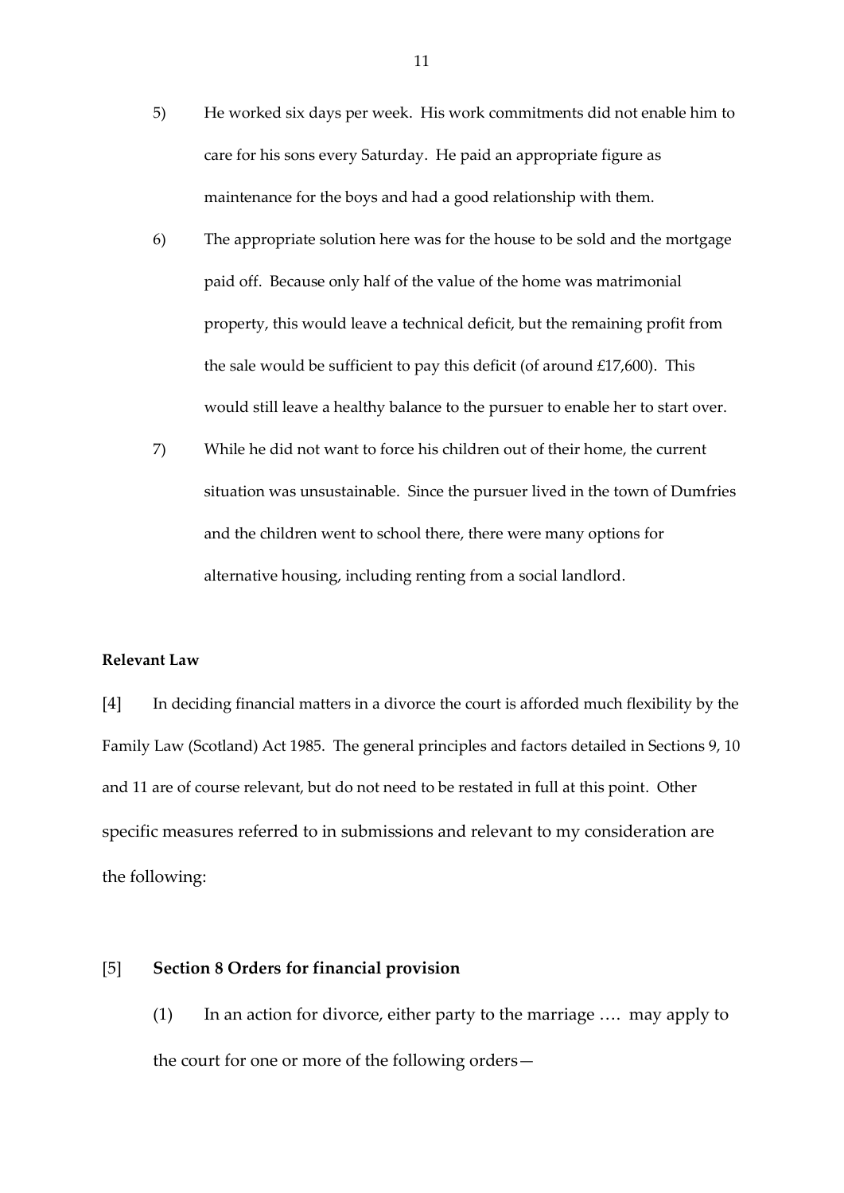5) He worked six days per week. His work commitments did not enable him to care for his sons every Saturday. He paid an appropriate figure as maintenance for the boys and had a good relationship with them.

6) The appropriate solution here was for the house to be sold and the mortgage paid off. Because only half of the value of the home was matrimonial property, this would leave a technical deficit, but the remaining profit from the sale would be sufficient to pay this deficit (of around £17,600). This would still leave a healthy balance to the pursuer to enable her to start over.

7) While he did not want to force his children out of their home, the current situation was unsustainable. Since the pursuer lived in the town of Dumfries and the children went to school there, there were many options for alternative housing, including renting from a social landlord.

**Relevant Law**

[4] In deciding financial matters in a divorce the court is afforded much flexibility by the Family Law (Scotland) Act 1985. The general principles and factors detailed in Sections 9, 10 and 11 are of course relevant, but do not need to be restated in full at this point. Other specific measures referred to in submissions and relevant to my consideration are the following:

[5] **Section 8 Orders for financial provision**

(1) In an action for divorce, either party to the marriage …. may apply to the court for one or more of the following orders—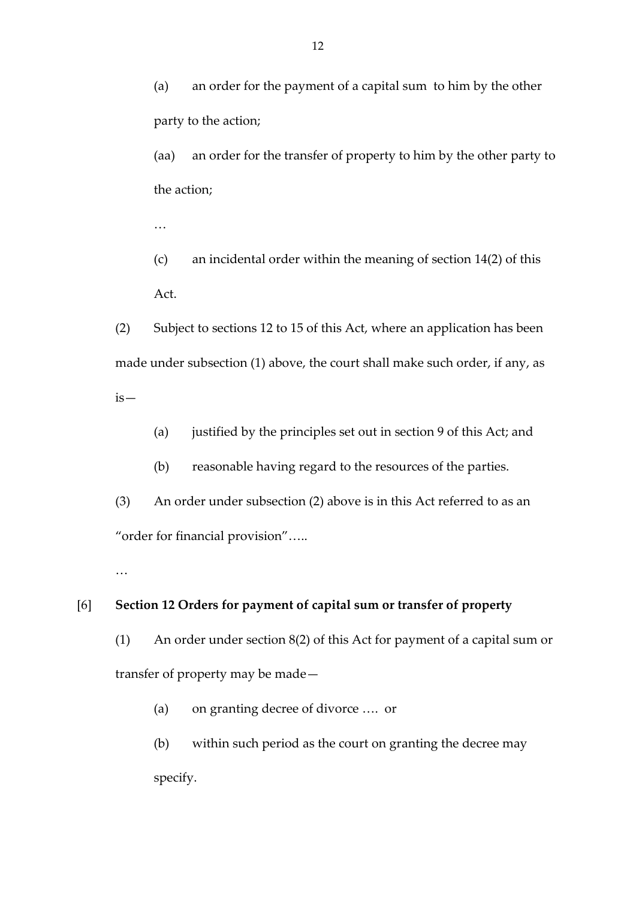(a) an order for the payment of a capital sum to him by the other party to the action;

(aa) an order for the transfer of property to him by the other party to the action;

…

(c) an incidental order within the meaning of section 14(2) of this Act.

(2) Subject to sections 12 to 15 of this Act, where an application has been made under subsection (1) above, the court shall make such order, if any, as is—

(a) justified by the principles set out in section 9 of this Act; and

(b) reasonable having regard to the resources of the parties.

(3) An order under subsection (2) above is in this Act referred to as an "order for financial provision"…..

…

[6] **Section 12 Orders for payment of capital sum or transfer of property**

(1) An order under section 8(2) of this Act for payment of a capital sum or transfer of property may be made—

(a) on granting decree of divorce …. or

(b) within such period as the court on granting the decree may specify.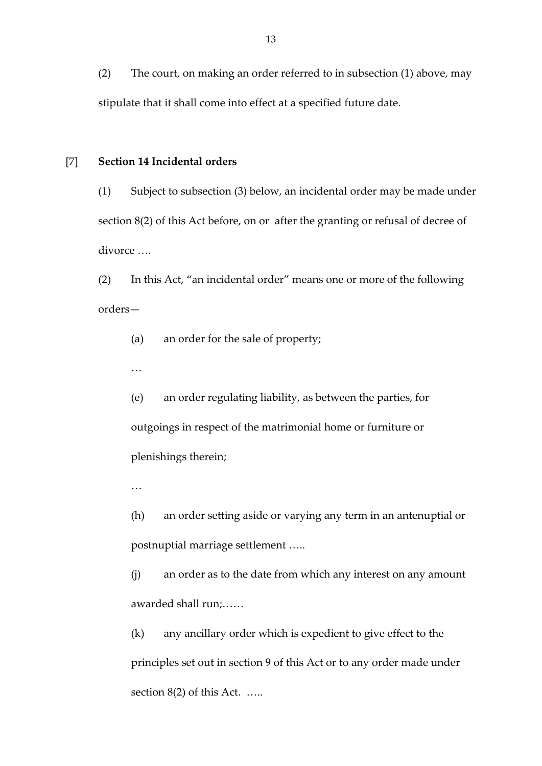(2) The court, on making an order referred to in subsection (1) above, may stipulate that it shall come into effect at a specified future date.

[7] **Section 14 Incidental orders**

(1) Subject to subsection (3) below, an incidental order may be made under section 8(2) of this Act before, on or after the granting or refusal of decree of divorce ….

(2) In this Act, "an incidental order" means one or more of the following orders—

(a) an order for the sale of property;

…

(e) an order regulating liability, as between the parties, for outgoings in respect of the matrimonial home or furniture or plenishings therein;

…

(h) an order setting aside or varying any term in an antenuptial or postnuptial marriage settlement …..

(j) an order as to the date from which any interest on any amount awarded shall run;……

(k) any ancillary order which is expedient to give effect to the principles set out in section 9 of this Act or to any order made under section 8(2) of this Act. …..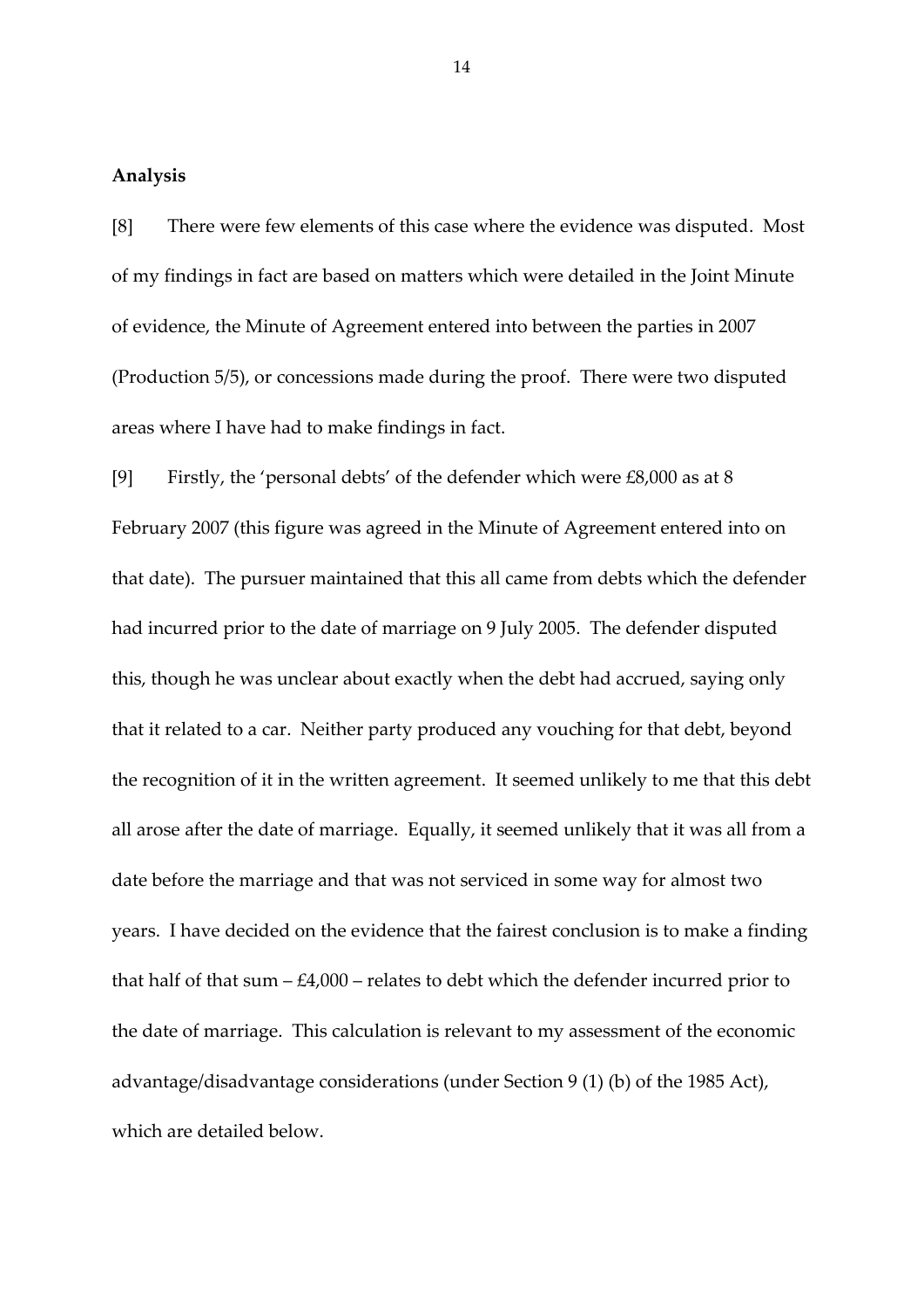**Analysis**

[8] There were few elements of this case where the evidence was disputed. Most of my findings in fact are based on matters which were detailed in the Joint Minute of evidence, the Minute of Agreement entered into between the parties in 2007 (Production 5/5), or concessions made during the proof. There were two disputed areas where I have had to make findings in fact.

[9] Firstly, the 'personal debts' of the defender which were £8,000 as at 8 February 2007 (this figure was agreed in the Minute of Agreement entered into on that date). The pursuer maintained that this all came from debts which the defender had incurred prior to the date of marriage on 9 July 2005. The defender disputed this, though he was unclear about exactly when the debt had accrued, saying only that it related to a car. Neither party produced any vouching for that debt, beyond the recognition of it in the written agreement. It seemed unlikely to me that this debt all arose after the date of marriage. Equally, it seemed unlikely that it was all from a date before the marriage and that was not serviced in some way for almost two years. I have decided on the evidence that the fairest conclusion is to make a finding that half of that sum – £4,000 – relates to debt which the defender incurred prior to the date of marriage. This calculation is relevant to my assessment of the economic advantage/disadvantage considerations (under Section 9 (1) (b) of the 1985 Act), which are detailed below.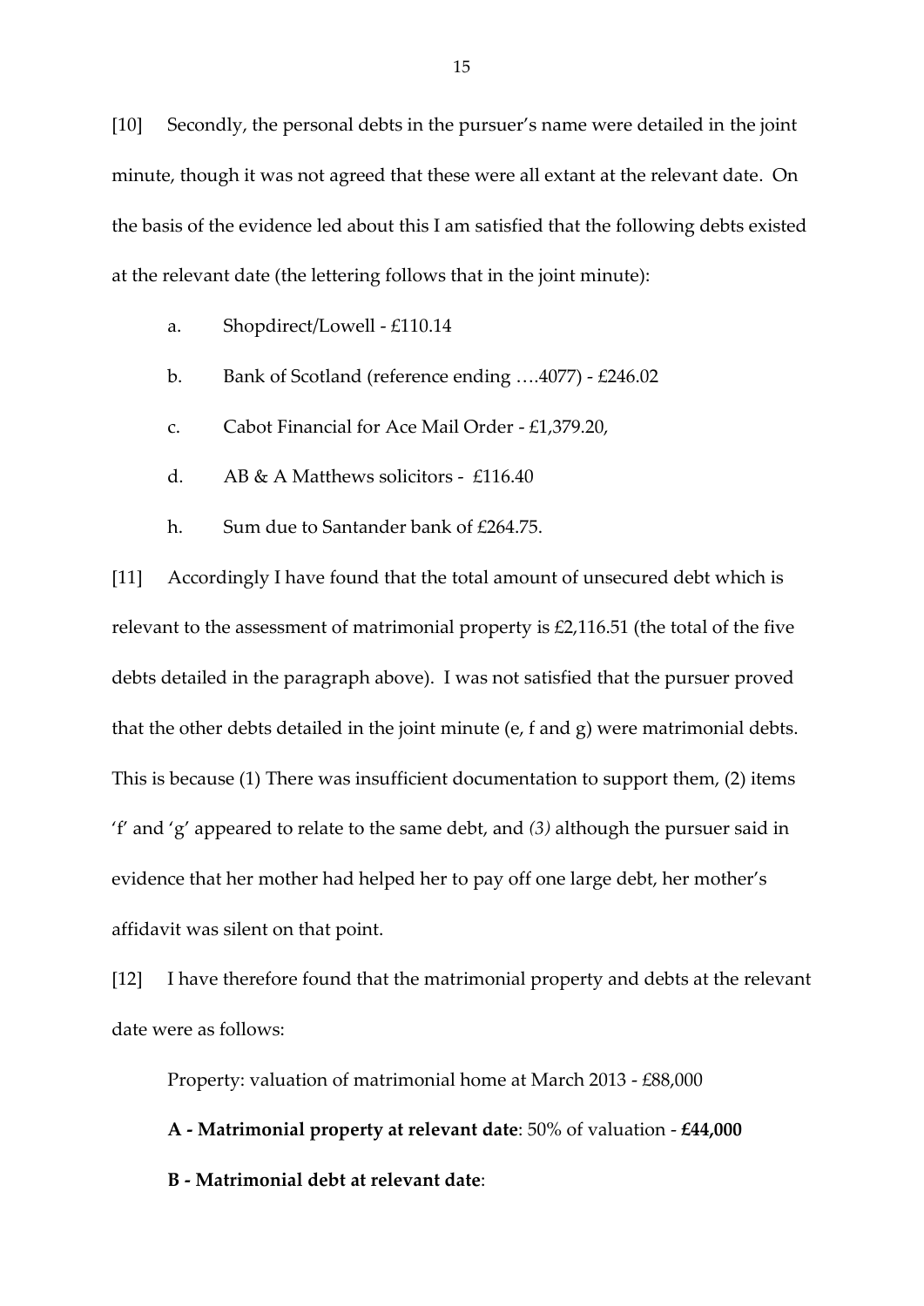[10] Secondly, the personal debts in the pursuer's name were detailed in the joint minute, though it was not agreed that these were all extant at the relevant date. On the basis of the evidence led about this I am satisfied that the following debts existed at the relevant date (the lettering follows that in the joint minute):

a. Shopdirect/Lowell - £110.14

b. Bank of Scotland (reference ending ….4077) - £246.02

c. Cabot Financial for Ace Mail Order - £1,379.20,

d. AB & A Matthews solicitors - £116.40

h. Sum due to Santander bank of £264.75.

[11] Accordingly I have found that the total amount of unsecured debt which is relevant to the assessment of matrimonial property is £2,116.51 (the total of the five debts detailed in the paragraph above). I was not satisfied that the pursuer proved that the other debts detailed in the joint minute (e, f and g) were matrimonial debts. This is because (1) There was insufficient documentation to support them, (2) items 'f' and 'g' appeared to relate to the same debt, and *(3)* although the pursuer said in evidence that her mother had helped her to pay off one large debt, her mother's affidavit was silent on that point.

[12] I have therefore found that the matrimonial property and debts at the relevant date were as follows:

Property: valuation of matrimonial home at March 2013 - £88,000

**A - Matrimonial property at relevant date**: 50% of valuation - **£44,000**

**B - Matrimonial debt at relevant date**: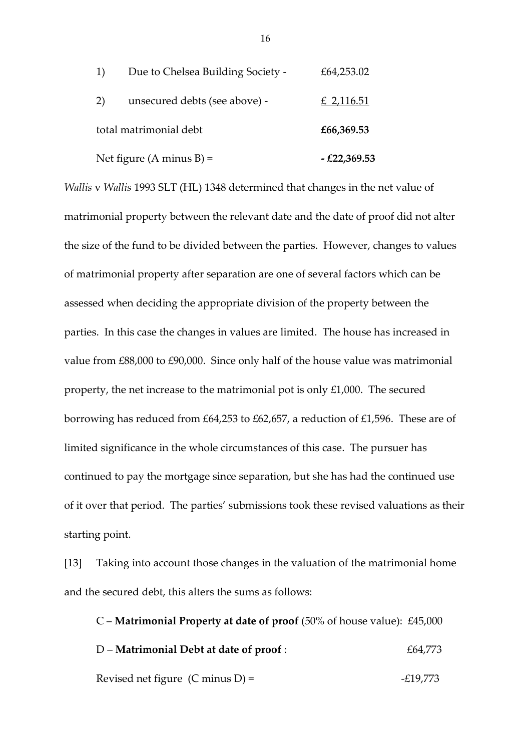| | | |
|---|---|---|
| 1) | Due to Chelsea Building Society - | £64,253.02 |
| 2) | unsecured debts (see above) - | £ 2,116.51 |
| total matrimonial debt | | **£66,369.53** |
| Net figure (A minus B) = | | **- £22,369.53** |

*Wallis* v *Wallis* 1993 SLT (HL) 1348 determined that changes in the net value of matrimonial property between the relevant date and the date of proof did not alter the size of the fund to be divided between the parties. However, changes to values of matrimonial property after separation are one of several factors which can be assessed when deciding the appropriate division of the property between the parties. In this case the changes in values are limited. The house has increased in value from £88,000 to £90,000. Since only half of the house value was matrimonial property, the net increase to the matrimonial pot is only £1,000. The secured borrowing has reduced from £64,253 to £62,657, a reduction of £1,596. These are of limited significance in the whole circumstances of this case. The pursuer has continued to pay the mortgage since separation, but she has had the continued use of it over that period. The parties' submissions took these revised valuations as their starting point.

[13] Taking into account those changes in the valuation of the matrimonial home and the secured debt, this alters the sums as follows:

| | |
|---|---|
| C – **Matrimonial Property at date of proof** (50% of house value): | £45,000 |
| D – **Matrimonial Debt at date of proof** : | £64,773 |
| Revised net figure (C minus D) = | -£19,773 |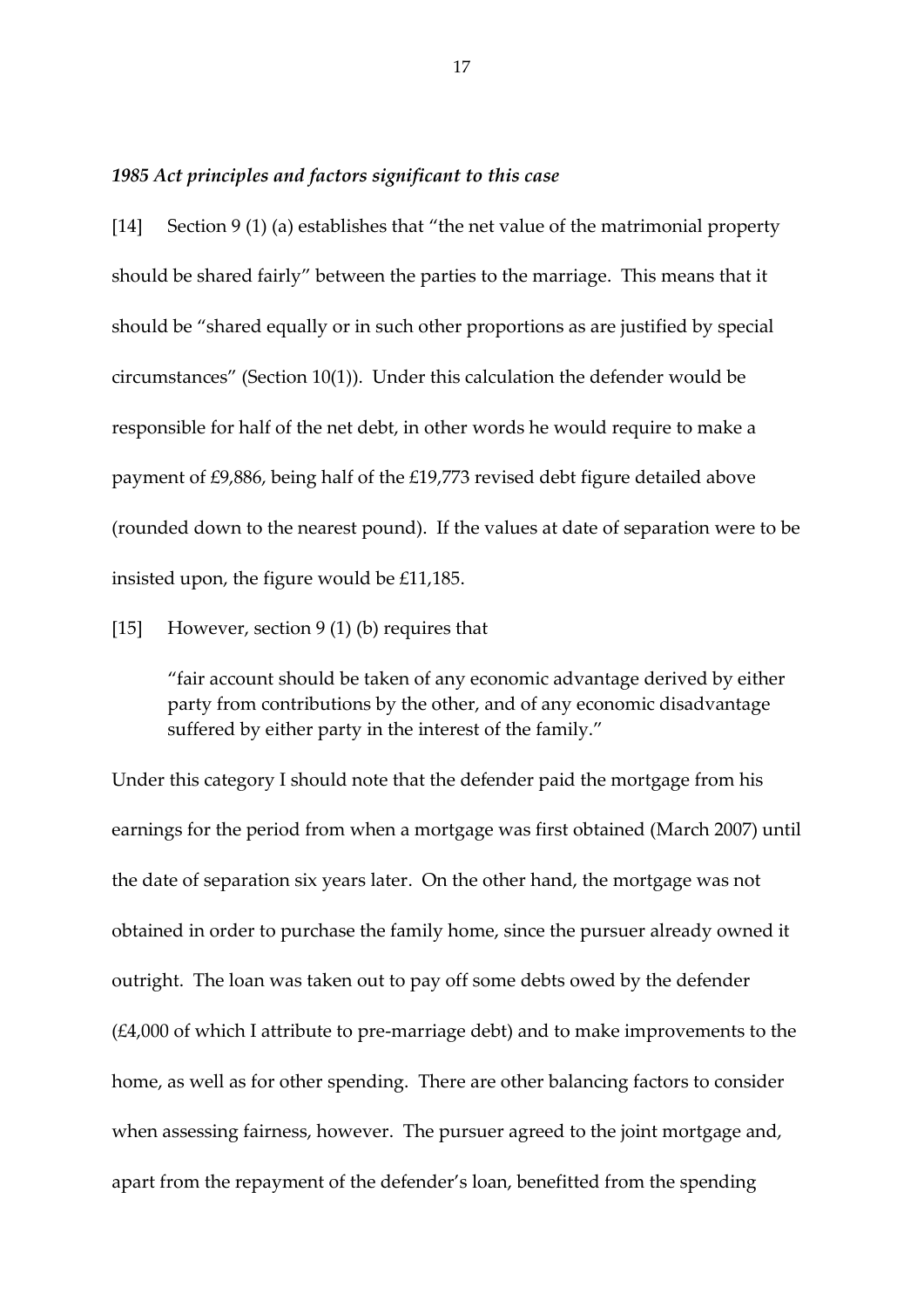### *1985 Act principles and factors significant to this case*

[14] Section 9 (1) (a) establishes that "the net value of the matrimonial property should be shared fairly" between the parties to the marriage. This means that it should be "shared equally or in such other proportions as are justified by special circumstances" (Section 10(1)). Under this calculation the defender would be responsible for half of the net debt, in other words he would require to make a payment of £9,886, being half of the £19,773 revised debt figure detailed above (rounded down to the nearest pound). If the values at date of separation were to be insisted upon, the figure would be £11,185.

[15] However, section 9 (1) (b) requires that

> "fair account should be taken of any economic advantage derived by either party from contributions by the other, and of any economic disadvantage suffered by either party in the interest of the family."

Under this category I should note that the defender paid the mortgage from his earnings for the period from when a mortgage was first obtained (March 2007) until the date of separation six years later. On the other hand, the mortgage was not obtained in order to purchase the family home, since the pursuer already owned it outright. The loan was taken out to pay off some debts owed by the defender (£4,000 of which I attribute to pre-marriage debt) and to make improvements to the home, as well as for other spending. There are other balancing factors to consider when assessing fairness, however. The pursuer agreed to the joint mortgage and, apart from the repayment of the defender's loan, benefitted from the spending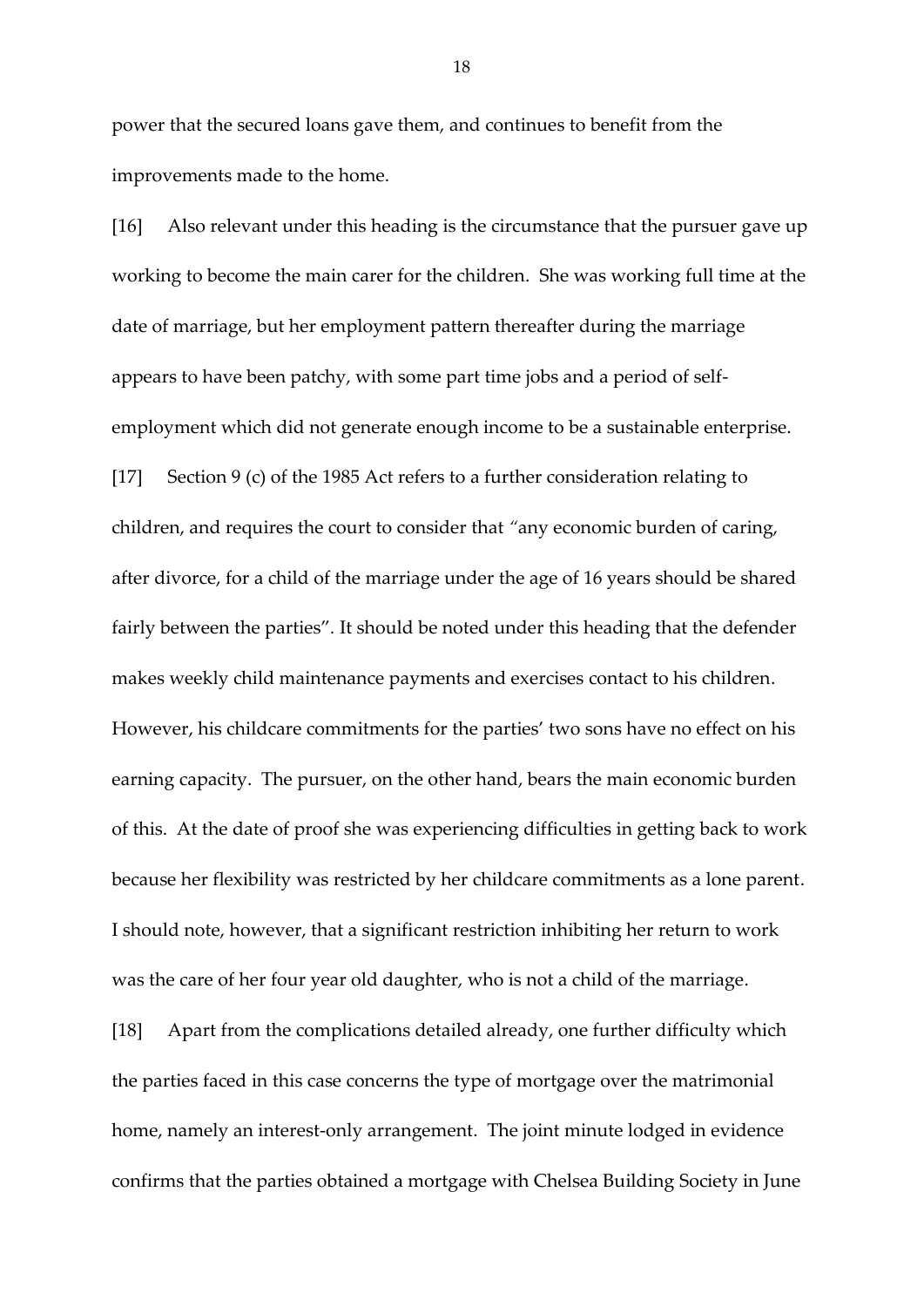power that the secured loans gave them, and continues to benefit from the improvements made to the home.

[16] Also relevant under this heading is the circumstance that the pursuer gave up working to become the main carer for the children. She was working full time at the date of marriage, but her employment pattern thereafter during the marriage appears to have been patchy, with some part time jobs and a period of self-employment which did not generate enough income to be a sustainable enterprise.

[17] Section 9 (c) of the 1985 Act refers to a further consideration relating to children, and requires the court to consider that *"any economic burden of caring, after divorce, for a child of the marriage under the age of 16 years should be shared fairly between the parties"*. It should be noted under this heading that the defender makes weekly child maintenance payments and exercises contact to his children. However, his childcare commitments for the parties' two sons have no effect on his earning capacity. The pursuer, on the other hand, bears the main economic burden of this. At the date of proof she was experiencing difficulties in getting back to work because her flexibility was restricted by her childcare commitments as a lone parent. I should note, however, that a significant restriction inhibiting her return to work was the care of her four year old daughter, who is not a child of the marriage.

[18] Apart from the complications detailed already, one further difficulty which the parties faced in this case concerns the type of mortgage over the matrimonial home, namely an interest-only arrangement. The joint minute lodged in evidence confirms that the parties obtained a mortgage with Chelsea Building Society in June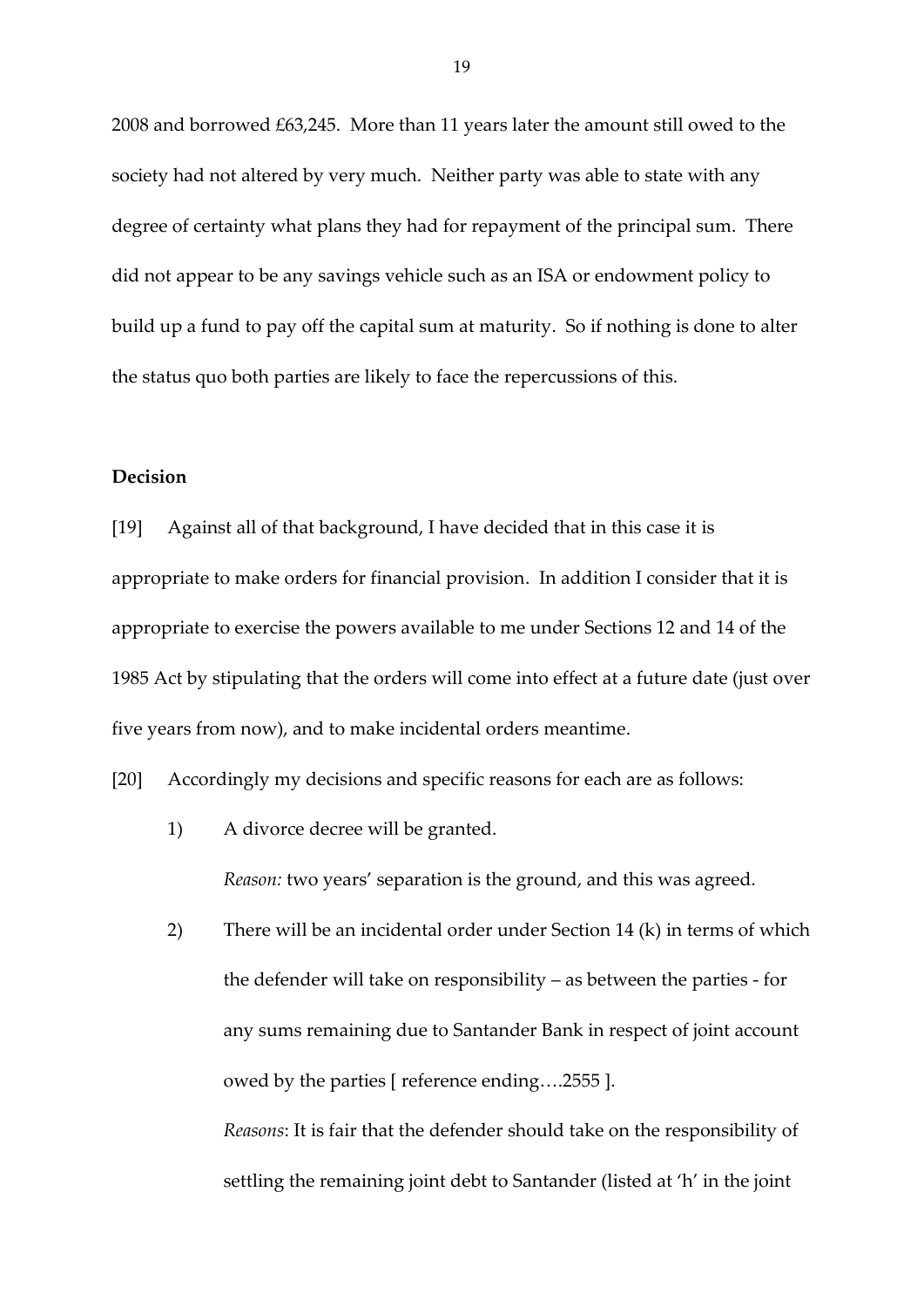2008 and borrowed £63,245. More than 11 years later the amount still owed to the society had not altered by very much. Neither party was able to state with any degree of certainty what plans they had for repayment of the principal sum. There did not appear to be any savings vehicle such as an ISA or endowment policy to build up a fund to pay off the capital sum at maturity. So if nothing is done to alter the status quo both parties are likely to face the repercussions of this.

**Decision**

[19] Against all of that background, I have decided that in this case it is appropriate to make orders for financial provision. In addition I consider that it is appropriate to exercise the powers available to me under Sections 12 and 14 of the 1985 Act by stipulating that the orders will come into effect at a future date (just over five years from now), and to make incidental orders meantime.

[20] Accordingly my decisions and specific reasons for each are as follows:

1) A divorce decree will be granted.

   *Reason:* two years' separation is the ground, and this was agreed.

2) There will be an incidental order under Section 14 (k) in terms of which the defender will take on responsibility – as between the parties - for any sums remaining due to Santander Bank in respect of joint account owed by the parties [ reference ending….2555 ].

   *Reasons*: It is fair that the defender should take on the responsibility of settling the remaining joint debt to Santander (listed at 'h' in the joint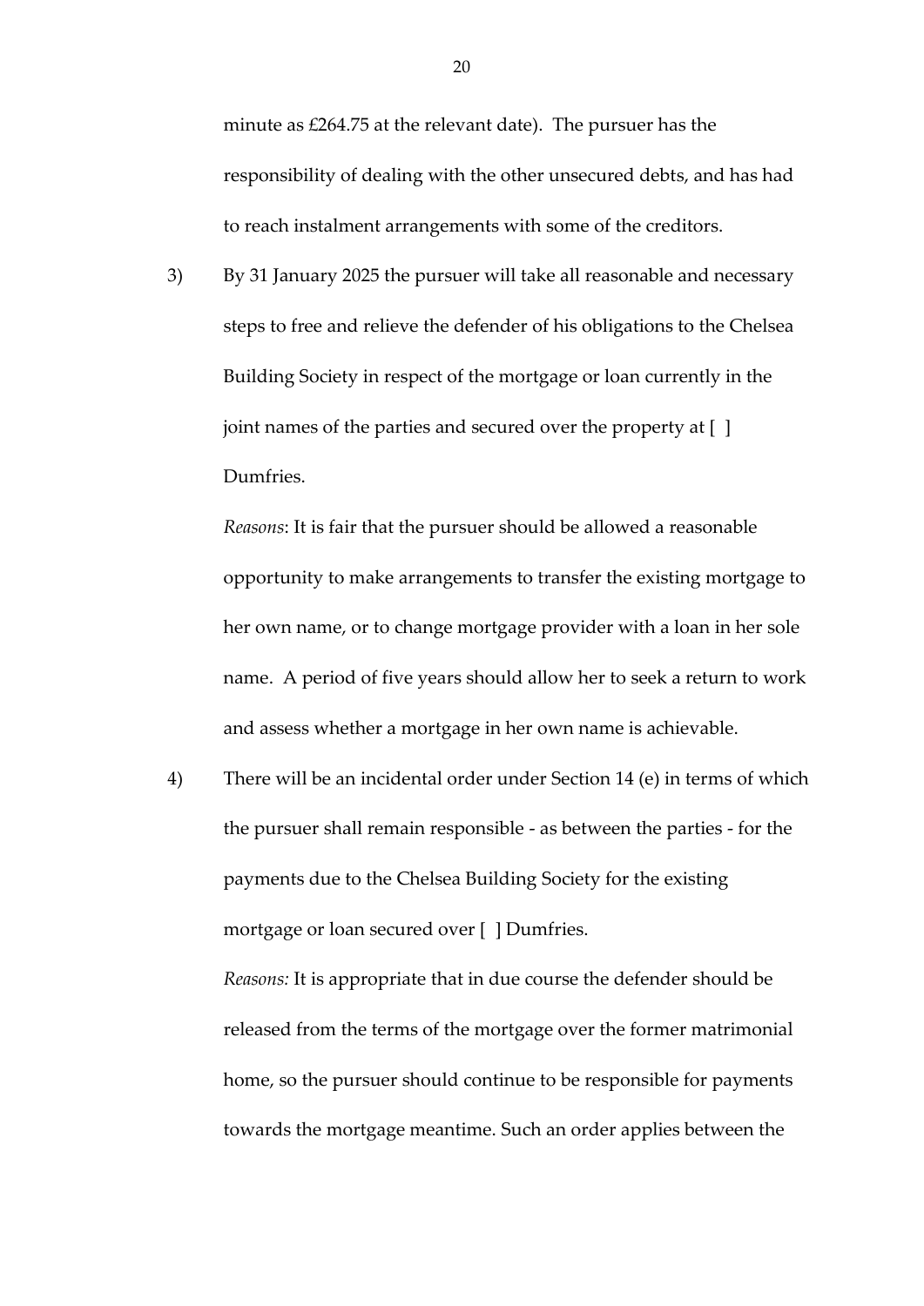minute as £264.75 at the relevant date). The pursuer has the responsibility of dealing with the other unsecured debts, and has had to reach instalment arrangements with some of the creditors.

3) By 31 January 2025 the pursuer will take all reasonable and necessary steps to free and relieve the defender of his obligations to the Chelsea Building Society in respect of the mortgage or loan currently in the joint names of the parties and secured over the property at [ ] Dumfries.

   *Reasons*: It is fair that the pursuer should be allowed a reasonable opportunity to make arrangements to transfer the existing mortgage to her own name, or to change mortgage provider with a loan in her sole name. A period of five years should allow her to seek a return to work and assess whether a mortgage in her own name is achievable.

4) There will be an incidental order under Section 14 (e) in terms of which the pursuer shall remain responsible - as between the parties - for the payments due to the Chelsea Building Society for the existing mortgage or loan secured over [ ] Dumfries.

   *Reasons:* It is appropriate that in due course the defender should be released from the terms of the mortgage over the former matrimonial home, so the pursuer should continue to be responsible for payments towards the mortgage meantime. Such an order applies between the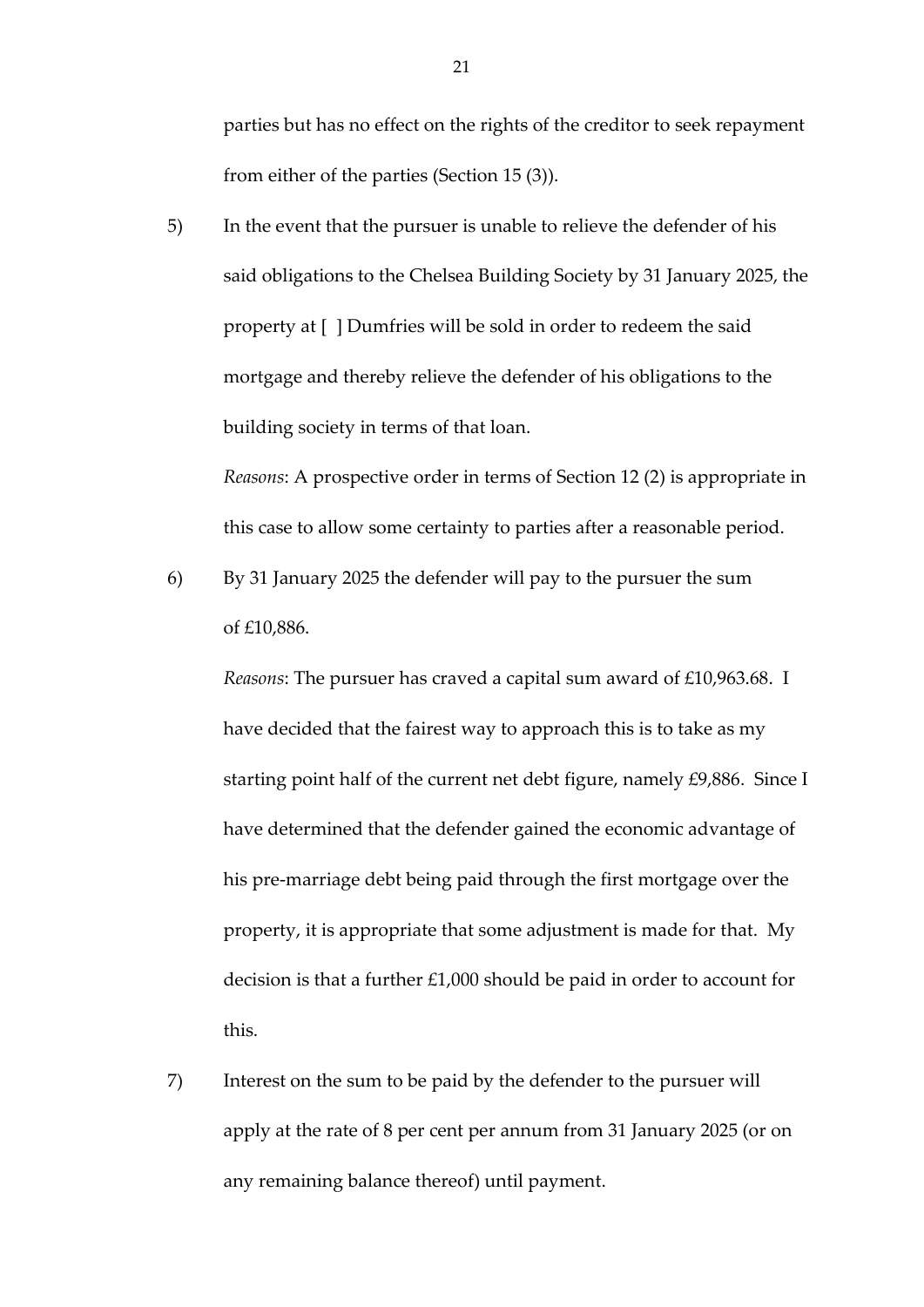parties but has no effect on the rights of the creditor to seek repayment from either of the parties (Section 15 (3)).

5) In the event that the pursuer is unable to relieve the defender of his said obligations to the Chelsea Building Society by 31 January 2025, the property at [ ] Dumfries will be sold in order to redeem the said mortgage and thereby relieve the defender of his obligations to the building society in terms of that loan.

   *Reasons*: A prospective order in terms of Section 12 (2) is appropriate in this case to allow some certainty to parties after a reasonable period.

6) By 31 January 2025 the defender will pay to the pursuer the sum of £10,886.

   *Reasons*: The pursuer has craved a capital sum award of £10,963.68. I have decided that the fairest way to approach this is to take as my starting point half of the current net debt figure, namely £9,886. Since I have determined that the defender gained the economic advantage of his pre-marriage debt being paid through the first mortgage over the property, it is appropriate that some adjustment is made for that. My decision is that a further £1,000 should be paid in order to account for this.

7) Interest on the sum to be paid by the defender to the pursuer will apply at the rate of 8 per cent per annum from 31 January 2025 (or on any remaining balance thereof) until payment.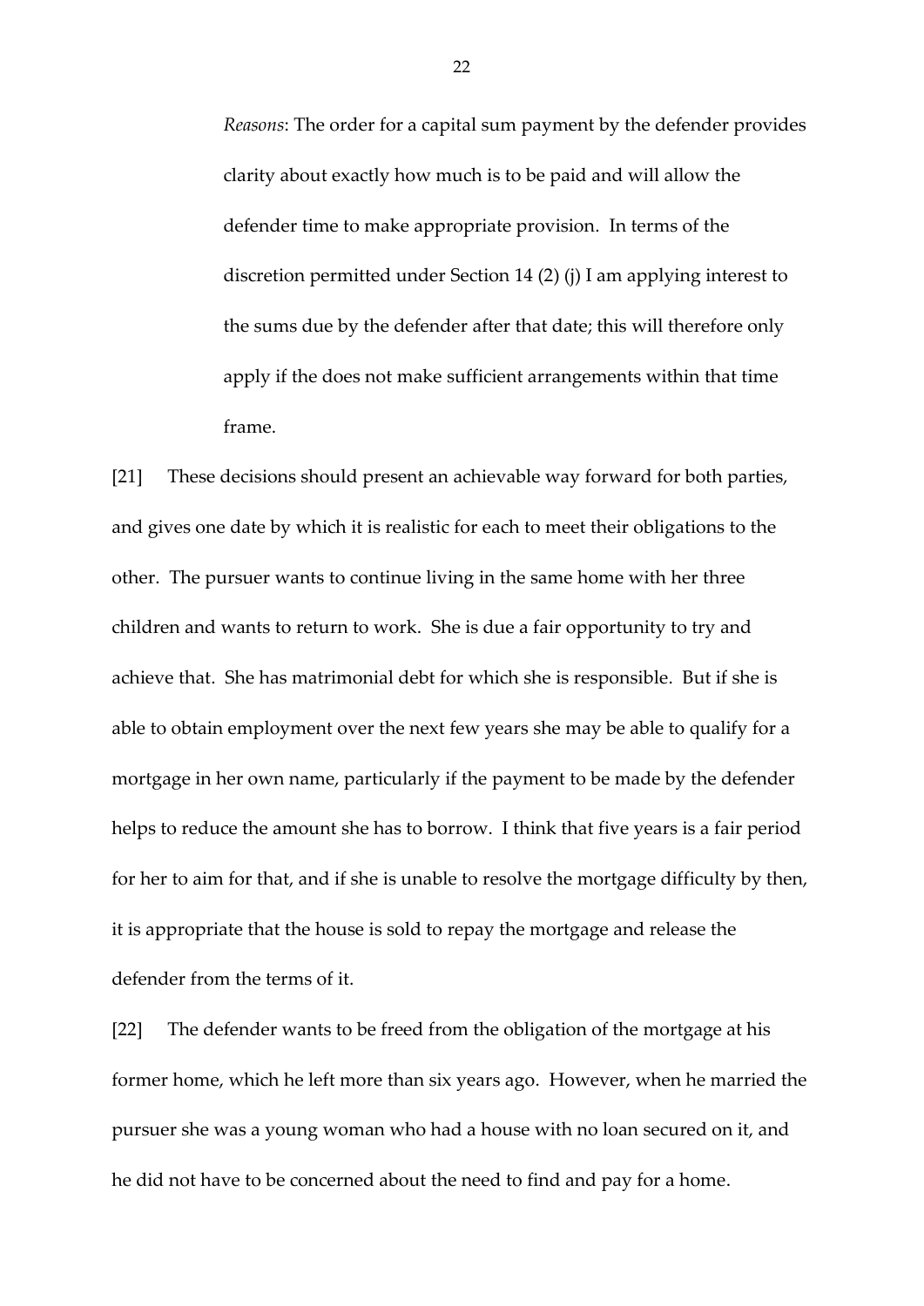*Reasons*: The order for a capital sum payment by the defender provides clarity about exactly how much is to be paid and will allow the defender time to make appropriate provision. In terms of the discretion permitted under Section 14 (2) (j) I am applying interest to the sums due by the defender after that date; this will therefore only apply if the does not make sufficient arrangements within that time frame.

[21] These decisions should present an achievable way forward for both parties, and gives one date by which it is realistic for each to meet their obligations to the other. The pursuer wants to continue living in the same home with her three children and wants to return to work. She is due a fair opportunity to try and achieve that. She has matrimonial debt for which she is responsible. But if she is able to obtain employment over the next few years she may be able to qualify for a mortgage in her own name, particularly if the payment to be made by the defender helps to reduce the amount she has to borrow. I think that five years is a fair period for her to aim for that, and if she is unable to resolve the mortgage difficulty by then, it is appropriate that the house is sold to repay the mortgage and release the defender from the terms of it.

[22] The defender wants to be freed from the obligation of the mortgage at his former home, which he left more than six years ago. However, when he married the pursuer she was a young woman who had a house with no loan secured on it, and he did not have to be concerned about the need to find and pay for a home.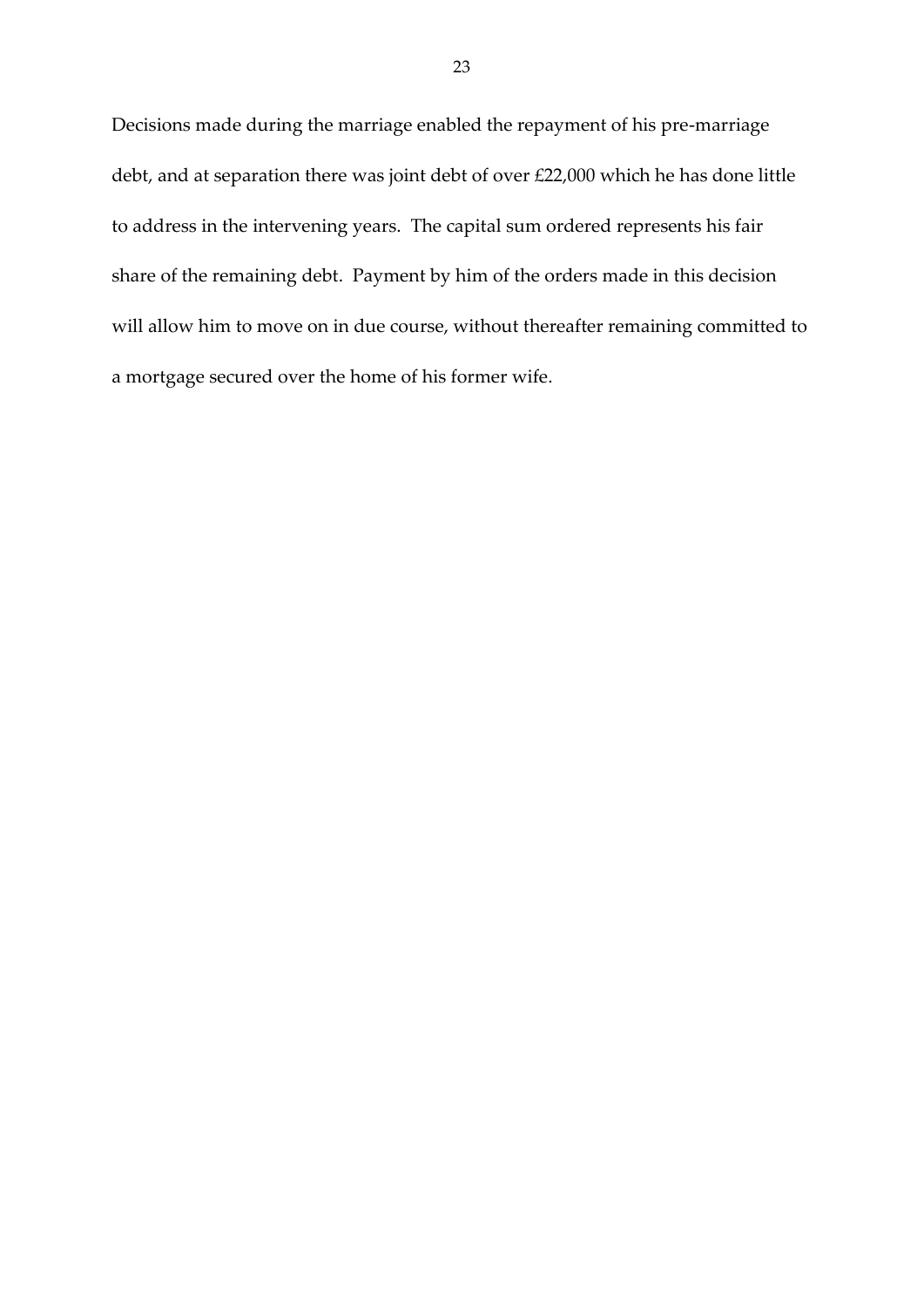Decisions made during the marriage enabled the repayment of his pre-marriage debt, and at separation there was joint debt of over £22,000 which he has done little to address in the intervening years. The capital sum ordered represents his fair share of the remaining debt. Payment by him of the orders made in this decision will allow him to move on in due course, without thereafter remaining committed to a mortgage secured over the home of his former wife.